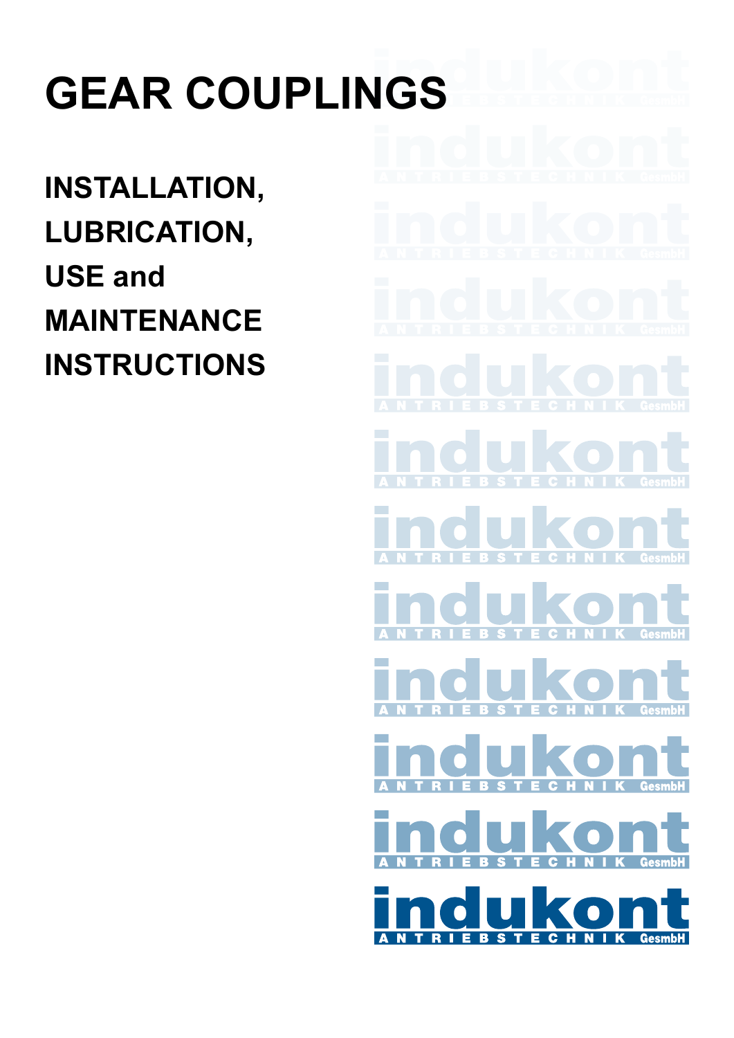# GEAR COUPLINGS

## INSTALLATION, LUBRICATION, USE and MAINTENANCE INSTRUCTIONS

indukont ANTRIEBSTECHNIK GesmbH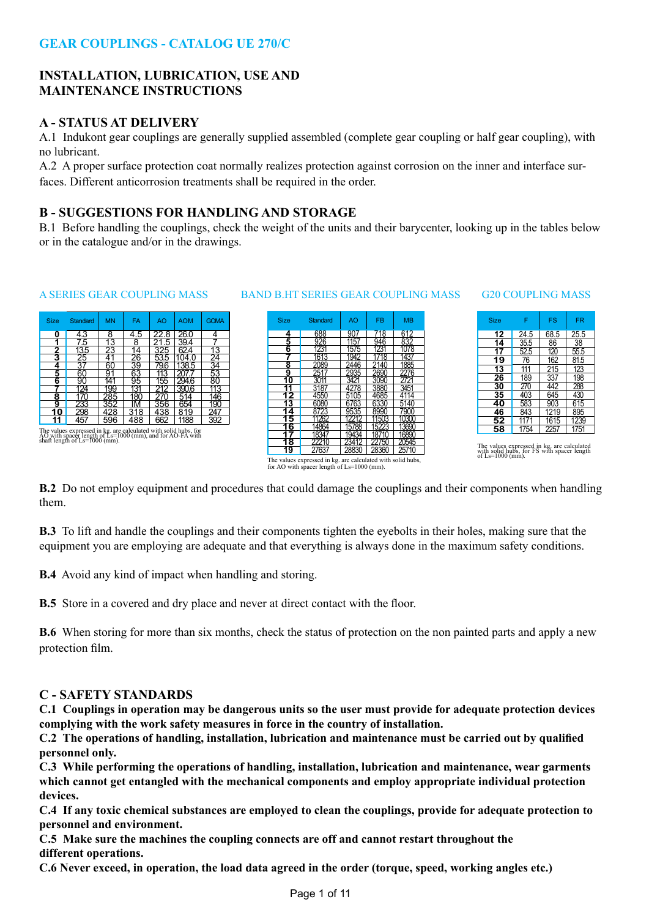## GEAR COUPLINGS - CATALOG UE 270/C

# INSTALLATION, LUBRICATION, USE AND MAINTENANCE INSTRUCTIONS

## A - STATUS AT DELIVERY

A.1 Indukont gear couplings are generally supplied assembled (complete gear coupling or half gear coupling), with no lubricant.

A.2 A proper surface protection coat normally realizes protection against corrosion on the inner and interface surfaces. Different anticorrosion treatments shall be required in the order.

## B - SUGGESTIONS FOR HANDLING AND STORAGE

B.1 Before handling the couplings, check the weight of the units and their barycenter, looking up in the tables below or in the catalogue and/or in the drawings.

### A SERIES GEAR COUPLING MASS

| Size | Standard | MN | FA | AO | AOM | GOMA |
|---|---|---|---|---|---|---|
| **0** | 4.3 | 8 | 4.5 | 22.8 | 26.0 | 4 |
| **1** | 7.5 | 13 | 8 | 21.5 | 39.4 | 7 |
| **2** | 13.5 | 23 | 14 | 32.5 | 62.4 | 13 |
| **3** | 25 | 41 | 26 | 53.5 | 104.0 | 24 |
| **4** | 37 | 60 | 39 | 79.6 | 138.5 | 34 |
| **5** | 60 | 91 | 63 | 113 | 207.7 | 53 |
| **6** | 90 | 141 | 95 | 155 | 294.6 | 80 |
| **7** | 124 | 199 | 131 | 212 | 390.6 | 113 |
| **8** | 170 | 285 | 180 | 270 | 514 | 146 |
| **9** | 233 | 352 | IM | 356 | 654 | 190 |
| **10** | 298 | 428 | 318 | 438 | 819 | 247 |
| **11** | 457 | 596 | 488 | 662 | 1188 | 392 |

The values expressed in kg. are calculated with solid hubs, for AO with spacer length of Ls=1000 (mm), and for AO-FA with shaft length of Ls=1000 (mm).

### BAND B.HT SERIES GEAR COUPLING MASS

| Size | Standard | AO | FB | MB |
|---|---|---|---|---|
| **4** | 688 | 907 | 718 | 612 |
| **5** | 926 | 1157 | 946 | 832 |
| **6** | 1231 | 1575 | 1231 | 1078 |
| **7** | 1613 | 1942 | 1718 | 1437 |
| **8** | 2089 | 2446 | 2140 | 1885 |
| **9** | 2517 | 2935 | 2690 | 2276 |
| **10** | 3011 | 3421 | 3090 | 2721 |
| **11** | 3187 | 4278 | 3880 | 3451 |
| **12** | 4550 | 5105 | 4685 | 4114 |
| **13** | 6080 | 6763 | 6330 | 5140 |
| **14** | 8723 | 9535 | 8990 | 7900 |
| **15** | 11262 | 12212 | 11503 | 10300 |
| **16** | 14864 | 15788 | 15223 | 13690 |
| **17** | 18347 | 19434 | 18710 | 16890 |
| **18** | 22210 | 23412 | 22750 | 20545 |
| **19** | 27637 | 28830 | 28360 | 25710 |

The values expressed in kg. are calculated with solid hubs, for AO with spacer length of Ls=1000 (mm).

### G20 COUPLING MASS

| Size | F | FS | FR |
|---|---|---|---|
| **12** | 24.5 | 68.5 | 25.5 |
| **14** | 35.5 | 86 | 38 |
| **17** | 52.5 | 120 | 55.5 |
| **19** | 76 | 162 | 81.5 |
| **13** | 111 | 215 | 123 |
| **26** | 189 | 337 | 198 |
| **30** | 270 | 442 | 288 |
| **35** | 403 | 645 | 430 |
| **40** | 583 | 903 | 615 |
| **46** | 843 | 1219 | 895 |
| **52** | 1171 | 1615 | 1239 |
| **58** | 1754 | 2257 | 1751 |

The values expressed in kg. are calculated with solid hubs, for FS with spacer length of Ls=1000 (mm).

**B.2** Do not employ equipment and procedures that could damage the couplings and their components when handling them.

**B.3** To lift and handle the couplings and their components tighten the eyebolts in their holes, making sure that the equipment you are employing are adequate and that everything is always done in the maximum safety conditions.

**B.4** Avoid any kind of impact when handling and storing.

**B.5** Store in a covered and dry place and never at direct contact with the floor.

**B.6** When storing for more than six months, check the status of protection on the non painted parts and apply a new protection film.

## C - SAFETY STANDARDS

**C.1 Couplings in operation may be dangerous units so the user must provide for adequate protection devices complying with the work safety measures in force in the country of installation.**

**C.2 The operations of handling, installation, lubrication and maintenance must be carried out by qualified personnel only.**

**C.3 While performing the operations of handling, installation, lubrication and maintenance, wear garments which cannot get entangled with the mechanical components and employ appropriate individual protection devices.**

**C.4 If any toxic chemical substances are employed to clean the couplings, provide for adequate protection to personnel and environment.**

**C.5 Make sure the machines the coupling connects are off and cannot restart throughout the different operations.**

**C.6 Never exceed, in operation, the load data agreed in the order (torque, speed, working angles etc.)**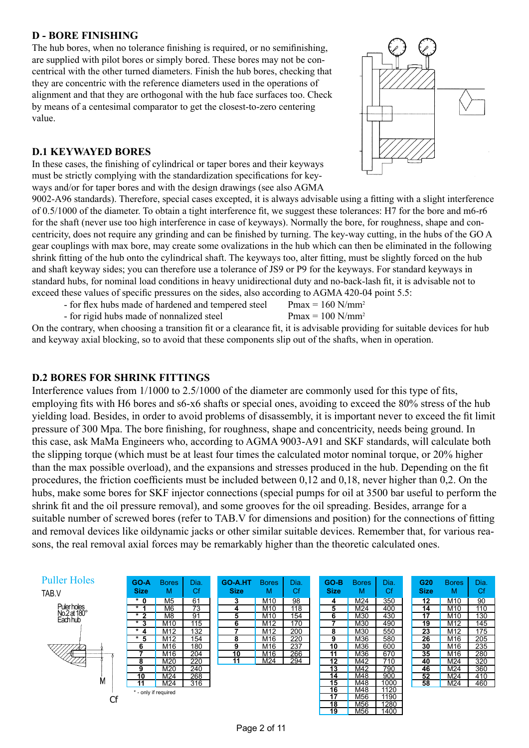## D - BORE FINISHING

The hub bores, when no tolerance finishing is required, or no semifinishing, are supplied with pilot bores or simply bored. These bores may not be concentrical with the other turned diameters. Finish the hub bores, checking that they are concentric with the reference diameters used in the operations of alignment and that they are orthogonal with the hub face surfaces too. Check by means of a centesimal comparator to get the closest-to-zero centering value.

### D.1 KEYWAYED BORES

In these cases, the finishing of cylindrical or taper bores and their keyways must be strictly complying with the standardization specifications for keyways and/or for taper bores and with the design drawings (see also AGMA 9002-A96 standards). Therefore, special cases excepted, it is always advisable using a fitting with a slight interference of 0.5/1000 of the diameter. To obtain a tight interference fit, we suggest these tolerances: H7 for the bore and m6-r6 for the shaft (never use too high interference in case of keyways). Normally the bore, for roughness, shape and concentricity, does not require any grinding and can be finished by turning. The key-way cutting, in the hubs of the GO A gear couplings with max bore, may create some ovalizations in the hub which can then be eliminated in the following shrink fitting of the hub onto the cylindrical shaft. The keyways too, alter fitting, must be slightly forced on the hub and shaft keyway sides; you can therefore use a tolerance of JS9 or P9 for the keyways. For standard keyways in standard hubs, for nominal load conditions in heavy unidirectional duty and no-back-lash fit, it is advisable not to exceed these values of specific pressures on the sides, also according to AGMA 420-04 point 5.5:

- for flex hubs made of hardened and tempered steel  $P_{max} = 160$ N/mm$^2$
- for rigid hubs made of nonnalized steel  $P_{max} = 100$ N/mm$^2$

On the contrary, when choosing a transition fit or a clearance fit, it is advisable providing for suitable devices for hub and keyway axial blocking, so to avoid that these components slip out of the shafts, when in operation.

### D.2 BORES FOR SHRINK FITTINGS

Interference values from 1/1000 to 2.5/1000 of the diameter are commonly used for this type of fits, employing fits with H6 bores and s6-x6 shafts or special ones, avoiding to exceed the 80% stress of the hub yielding load. Besides, in order to avoid problems of disassembly, it is important never to exceed the fit limit pressure of 300 Mpa. The bore finishing, for roughness, shape and concentricity, needs being ground. In this case, ask MaMa Engineers who, according to AGMA 9003-A91 and SKF standards, will calculate both the slipping torque (which must be at least four times the calculated motor nominal torque, or 20% higher than the max possible overload), and the expansions and stresses produced in the hub. Depending on the fit procedures, the friction coefficients must be included between 0,12 and 0,18, never higher than 0,2. On the hubs, make some bores for SKF injector connections (special pumps for oil at 3500 bar useful to perform the shrink fit and the oil pressure removal), and some grooves for the oil spreading. Besides, arrange for a suitable number of screwed bores (refer to TAB.V for dimensions and position) for the connections of fitting and removal devices like oildynamic jacks or other similar suitable devices. Remember that, for various reasons, the real removal axial forces may be remarkably higher than the theoretic calculated ones.

Puller Holes

TAB.V

Puler holes No.2 at 180° Each hub

| GO-A Size | Bores M | Dia. Cf |
|---|---|---|
| * 0 | M5 | 61 |
| * 1 | M6 | 73 |
| * 2 | M8 | 91 |
| * 3 | M10 | 115 |
| * 4 | M12 | 132 |
| * 5 | M12 | 154 |
| 6 | M16 | 180 |
| 7 | M16 | 204 |
| 8 | M20 | 220 |
| 9 | M20 | 240 |
| 10 | M24 | 268 |
| 11 | M24 | 316 |

\* - only if required

| GO-A.HT Size | Bores M | Dia. Cf |
|---|---|---|
| 3 | M10 | 98 |
| 4 | M10 | 118 |
| 5 | M10 | 154 |
| 6 | M12 | 170 |
| 7 | M12 | 200 |
| 8 | M16 | 220 |
| 9 | M16 | 237 |
| 10 | M16 | 266 |
| 11 | M24 | 294 |

| GO-B Size | Bores M | Dia. Cf |
|---|---|---|
| 4 | M24 | 350 |
| 5 | M24 | 400 |
| 6 | M30 | 430 |
| 7 | M30 | 490 |
| 8 | M30 | 550 |
| 9 | M36 | 580 |
| 10 | M36 | 600 |
| 11 | M36 | 670 |
| 12 | M42 | 710 |
| 13 | M42 | 790 |
| 14 | M48 | 900 |
| 15 | M48 | 1000 |
| 16 | M48 | 1120 |
| 17 | M56 | 1190 |
| 18 | M56 | 1280 |
| 19 | M56 | 1400 |

| G20 Size | Bores M | Dia. Cf |
|---|---|---|
| 12 | M10 | 90 |
| 14 | M10 | 110 |
| 17 | M10 | 130 |
| 19 | M12 | 145 |
| 23 | M12 | 175 |
| 26 | M16 | 205 |
| 30 | M16 | 235 |
| 35 | M16 | 280 |
| 40 | M24 | 320 |
| 46 | M24 | 360 |
| 52 | M24 | 410 |
| 58 | M24 | 460 |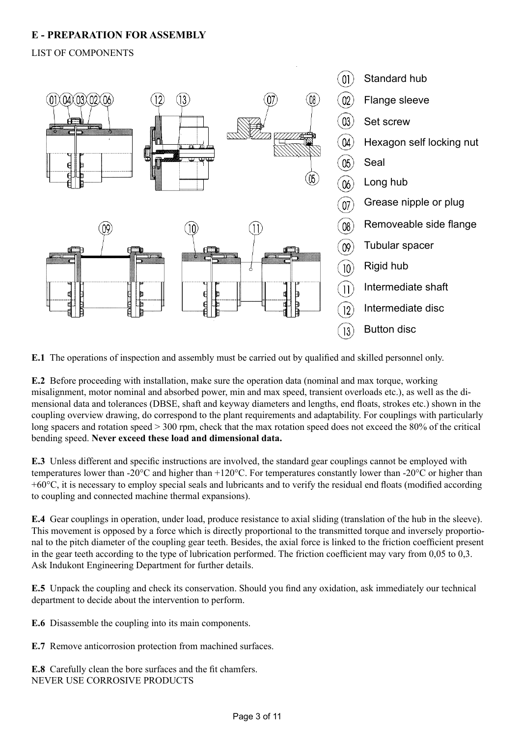## E - PREPARATION FOR ASSEMBLY

LIST OF COMPONENTS

01 Standard hub
02 Flange sleeve
03 Set screw
04 Hexagon self locking nut
05 Seal
06 Long hub
07 Grease nipple or plug
08 Removeable side flange
09 Tubular spacer
10 Rigid hub
11 Intermediate shaft
12 Intermediate disc
13 Button disc

**E.1** The operations of inspection and assembly must be carried out by qualified and skilled personnel only.

**E.2** Before proceeding with installation, make sure the operation data (nominal and max torque, working misalignment, motor nominal and absorbed power, min and max speed, transient overloads etc.), as well as the dimensional data and tolerances (DBSE, shaft and keyway diameters and lengths, end floats, strokes etc.) shown in the coupling overview drawing, do correspond to the plant requirements and adaptability. For couplings with particularly long spacers and rotation speed > 300 rpm, check that the max rotation speed does not exceed the 80% of the critical bending speed. **Never exceed these load and dimensional data.**

**E.3** Unless different and specific instructions are involved, the standard gear couplings cannot be employed with temperatures lower than -20°C and higher than +120°C. For temperatures constantly lower than -20°C or higher than +60°C, it is necessary to employ special seals and lubricants and to verify the residual end floats (modified according to coupling and connected machine thermal expansions).

**E.4** Gear couplings in operation, under load, produce resistance to axial sliding (translation of the hub in the sleeve). This movement is opposed by a force which is directly proportional to the transmitted torque and inversely proportional to the pitch diameter of the coupling gear teeth. Besides, the axial force is linked to the friction coefficient present in the gear teeth according to the type of lubrication performed. The friction coefficient may vary from 0,05 to 0,3. Ask Indukont Engineering Department for further details.

**E.5** Unpack the coupling and check its conservation. Should you find any oxidation, ask immediately our technical department to decide about the intervention to perform.

**E.6** Disassemble the coupling into its main components.

**E.7** Remove anticorrosion protection from machined surfaces.

**E.8** Carefully clean the bore surfaces and the fit chamfers.
NEVER USE CORROSIVE PRODUCTS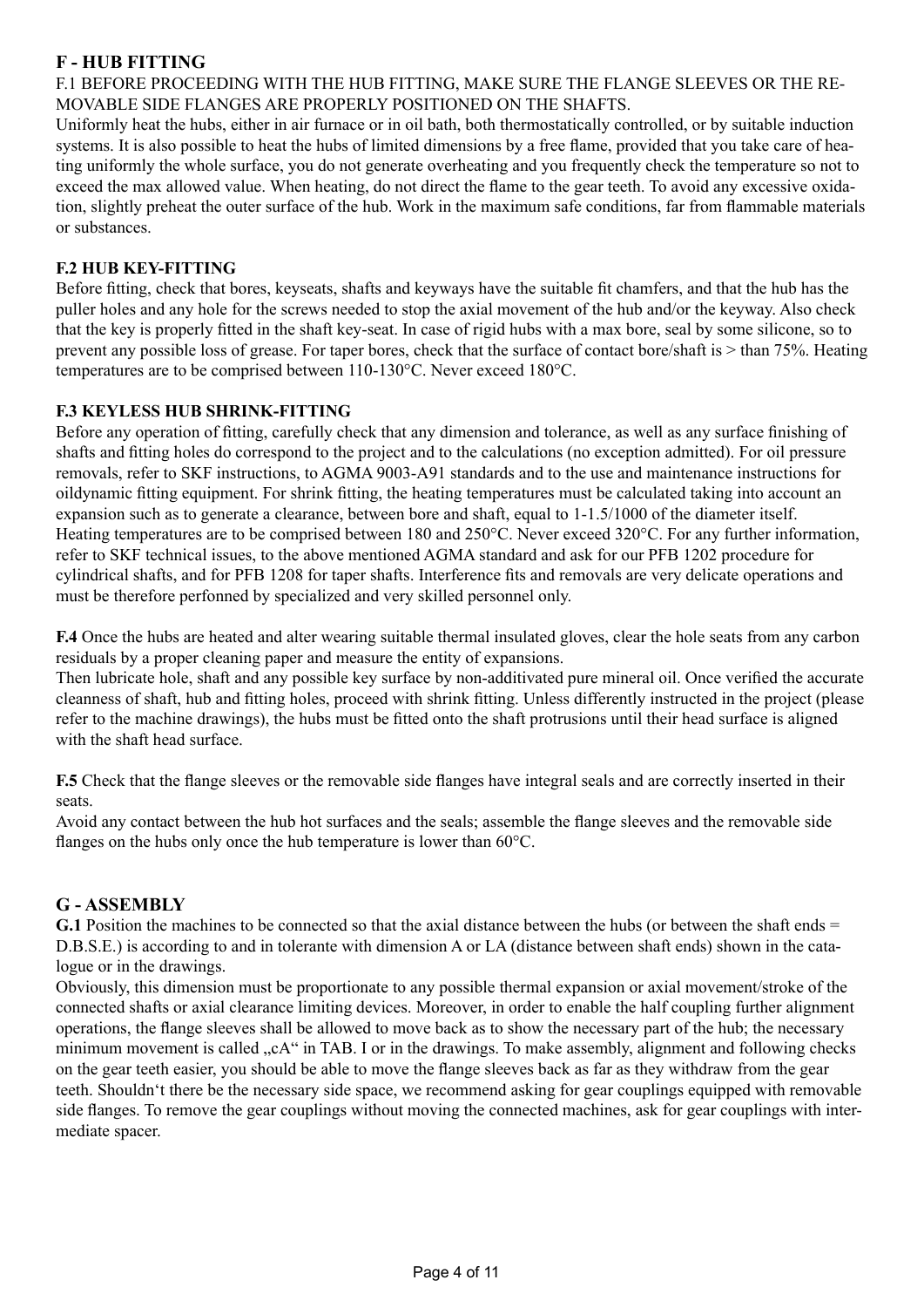## F - HUB FITTING

F.1 BEFORE PROCEEDING WITH THE HUB FITTING, MAKE SURE THE FLANGE SLEEVES OR THE REMOVABLE SIDE FLANGES ARE PROPERLY POSITIONED ON THE SHAFTS.

Uniformly heat the hubs, either in air furnace or in oil bath, both thermostatically controlled, or by suitable induction systems. It is also possible to heat the hubs of limited dimensions by a free flame, provided that you take care of heating uniformly the whole surface, you do not generate overheating and you frequently check the temperature so not to exceed the max allowed value. When heating, do not direct the flame to the gear teeth. To avoid any excessive oxidation, slightly preheat the outer surface of the hub. Work in the maximum safe conditions, far from flammable materials or substances.

### F.2 HUB KEY-FITTING

Before fitting, check that bores, keyseats, shafts and keyways have the suitable fit chamfers, and that the hub has the puller holes and any hole for the screws needed to stop the axial movement of the hub and/or the keyway. Also check that the key is properly fitted in the shaft key-seat. In case of rigid hubs with a max bore, seal by some silicone, so to prevent any possible loss of grease. For taper bores, check that the surface of contact bore/shaft is > than 75%. Heating temperatures are to be comprised between 110-130°C. Never exceed 180°C.

### F.3 KEYLESS HUB SHRINK-FITTING

Before any operation of fitting, carefully check that any dimension and tolerance, as well as any surface finishing of shafts and fitting holes do correspond to the project and to the calculations (no exception admitted). For oil pressure removals, refer to SKF instructions, to AGMA 9003-A91 standards and to the use and maintenance instructions for oildynamic fitting equipment. For shrink fitting, the heating temperatures must be calculated taking into account an expansion such as to generate a clearance, between bore and shaft, equal to 1-1.5/1000 of the diameter itself. Heating temperatures are to be comprised between 180 and 250°C. Never exceed 320°C. For any further information, refer to SKF technical issues, to the above mentioned AGMA standard and ask for our PFB 1202 procedure for cylindrical shafts, and for PFB 1208 for taper shafts. Interference fits and removals are very delicate operations and must be therefore perfonned by specialized and very skilled personnel only.

**F.4** Once the hubs are heated and alter wearing suitable thermal insulated gloves, clear the hole seats from any carbon residuals by a proper cleaning paper and measure the entity of expansions.

Then lubricate hole, shaft and any possible key surface by non-additivated pure mineral oil. Once verified the accurate cleanness of shaft, hub and fitting holes, proceed with shrink fitting. Unless differently instructed in the project (please refer to the machine drawings), the hubs must be fitted onto the shaft protrusions until their head surface is aligned with the shaft head surface.

**F.5** Check that the flange sleeves or the removable side flanges have integral seals and are correctly inserted in their seats.

Avoid any contact between the hub hot surfaces and the seals; assemble the flange sleeves and the removable side flanges on the hubs only once the hub temperature is lower than 60°C.

## G - ASSEMBLY

**G.1** Position the machines to be connected so that the axial distance between the hubs (or between the shaft ends = D.B.S.E.) is according to and in tolerante with dimension A or LA (distance between shaft ends) shown in the catalogue or in the drawings.

Obviously, this dimension must be proportionate to any possible thermal expansion or axial movement/stroke of the connected shafts or axial clearance limiting devices. Moreover, in order to enable the half coupling further alignment operations, the flange sleeves shall be allowed to move back as to show the necessary part of the hub; the necessary minimum movement is called „cA" in TAB. I or in the drawings. To make assembly, alignment and following checks on the gear teeth easier, you should be able to move the flange sleeves back as far as they withdraw from the gear teeth. Shouldn't there be the necessary side space, we recommend asking for gear couplings equipped with removable side flanges. To remove the gear couplings without moving the connected machines, ask for gear couplings with intermediate spacer.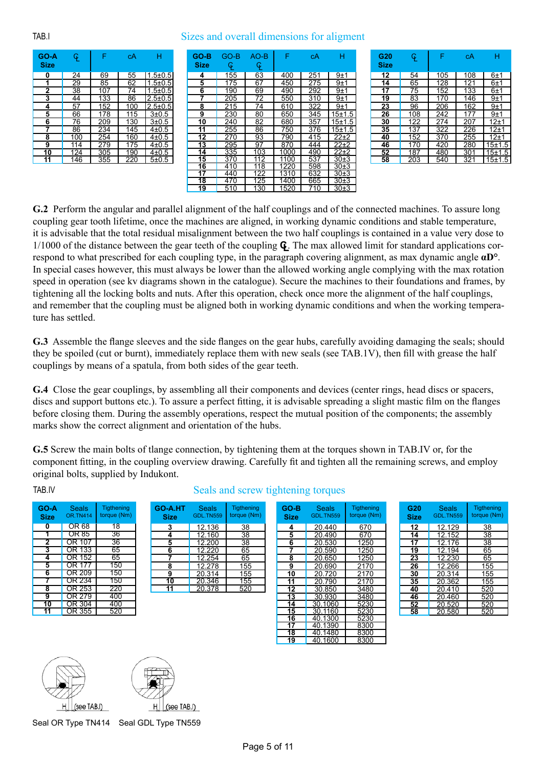TAB.I

## Sizes and overall dimensions for aligment

| GO-A Size | ℄ | F | cA | H |
|---|---|---|---|---|
| 0 | 24 | 69 | 55 | 1.5±0.5 |
| 1 | 29 | 85 | 62 | 1.5±0.5 |
| 2 | 38 | 107 | 74 | 1.5±0.5 |
| 3 | 44 | 133 | 86 | 2.5±0.5 |
| 4 | 57 | 152 | 100 | 2.5±0.5 |
| 5 | 66 | 178 | 115 | 3±0.5 |
| 6 | 76 | 209 | 130 | 3±0.5 |
| 7 | 86 | 234 | 145 | 4±0.5 |
| 8 | 100 | 254 | 160 | 4±0.5 |
| 9 | 114 | 279 | 175 | 4±0.5 |
| 10 | 124 | 305 | 190 | 4±0.5 |
| 11 | 146 | 355 | 220 | 5±0.5 |

| GO-B Size | GO-B ℄ | AO-B ℄ | F | cA | H |
|---|---|---|---|---|---|
| 4 | 155 | 63 | 400 | 251 | 9±1 |
| 5 | 175 | 67 | 450 | 275 | 9±1 |
| 6 | 190 | 69 | 490 | 292 | 9±1 |
| 7 | 205 | 72 | 550 | 310 | 9±1 |
| 8 | 215 | 74 | 610 | 322 | 9±1 |
| 9 | 230 | 80 | 650 | 345 | 15±1.5 |
| 10 | 240 | 82 | 680 | 357 | 15±1.5 |
| 11 | 255 | 86 | 750 | 376 | 15±1.5 |
| 12 | 270 | 93 | 790 | 415 | 22±2 |
| 13 | 295 | 97 | 870 | 444 | 22±2 |
| 14 | 335 | 103 | 1000 | 490 | 22±2 |
| 15 | 370 | 112 | 1100 | 537 | 30±3 |
| 16 | 410 | 118 | 1220 | 598 | 30±3 |
| 17 | 440 | 122 | 1310 | 632 | 30±3 |
| 18 | 470 | 125 | 1400 | 665 | 30±3 |
| 19 | 510 | 130 | 1520 | 710 | 30±3 |

| G20 Size | ℄ | F | cA | H |
|---|---|---|---|---|
| 12 | 54 | 105 | 108 | 6±1 |
| 14 | 65 | 128 | 121 | 6±1 |
| 17 | 75 | 152 | 133 | 6±1 |
| 19 | 83 | 170 | 146 | 9±1 |
| 23 | 96 | 206 | 162 | 9±1 |
| 26 | 108 | 242 | 177 | 9±1 |
| 30 | 122 | 274 | 207 | 12±1 |
| 35 | 137 | 322 | 226 | 12±1 |
| 40 | 152 | 370 | 255 | 12±1 |
| 46 | 170 | 420 | 280 | 15±1.5 |
| 52 | 187 | 480 | 301 | 15±1.5 |
| 58 | 203 | 540 | 321 | 15±1.5 |

**G.2** Perform the angular and parallel alignment of the half couplings and of the connected machines. To assure long coupling gear tooth lifetime, once the machines are aligned, in working dynamic conditions and stable temperature, it is advisable that the total residual misalignment between the two half couplings is contained in a value very dose to 1/1000 of the distance between the gear teeth of the coupling **℄**. The max allowed limit for standard applications correspond to what prescribed for each coupling type, in the paragraph covering alignment, as max dynamic angle **αD°**. In special cases however, this must always be lower than the allowed working angle complying with the max rotation speed in operation (see kv diagrams shown in the catalogue). Secure the machines to their foundations and frames, by tightening all the locking bolts and nuts. After this operation, check once more the alignment of the half couplings, and remember that the coupling must be aligned both in working dynamic conditions and when the working temperature has settled.

**G.3** Assemble the flange sleeves and the side flanges on the gear hubs, carefully avoiding damaging the seals; should they be spoiled (cut or burnt), immediately replace them with new seals (see TAB.1V), then fill with grease the half couplings by means of a spatula, from both sides of the gear teeth.

**G.4** Close the gear couplings, by assembling all their components and devices (center rings, head discs or spacers, discs and support buttons etc.). To assure a perfect fitting, it is advisable spreading a slight mastic film on the flanges before closing them. During the assembly operations, respect the mutual position of the components; the assembly marks show the correct alignment and orientation of the hubs.

**G.5** Screw the main bolts of flange connection, by tightening them at the torques shown in TAB.IV or, for the component fitting, in the coupling overview drawing. Carefully fit and tighten all the remaining screws, and employ original bolts, supplied by Indukont.

TAB.IV

## Seals and screw tightening torques

| GO-A Size | Seals OR.TN414 | Tigthening torque (Nm) |
|---|---|---|
| 0 | OR 68 | 18 |
| 1 | OR 85 | 36 |
| 2 | OR 107 | 36 |
| 3 | OR 133 | 65 |
| 4 | OR 152 | 65 |
| 5 | OR 177 | 150 |
| 6 | OR 209 | 150 |
| 7 | OR 234 | 150 |
| 8 | OR 253 | 220 |
| 9 | OR 279 | 400 |
| 10 | OR 304 | 400 |
| 11 | OR 355 | 520 |

| GO-A.HT Size | Seals GDL.TN559 | Tigthening torque (Nm) |
|---|---|---|
| 3 | 12.136 | 38 |
| 4 | 12.160 | 38 |
| 5 | 12.200 | 38 |
| 6 | 12.220 | 65 |
| 7 | 12.254 | 65 |
| 8 | 12.278 | 155 |
| 9 | 20.314 | 155 |
| 10 | 20.346 | 155 |
| 11 | 20.378 | 520 |

| GO-B Size | Seals GDL.TN559 | Tigthening torque (Nm) |
|---|---|---|
| 4 | 20.440 | 670 |
| 5 | 20.490 | 670 |
| 6 | 20.530 | 1250 |
| 7 | 20.590 | 1250 |
| 8 | 20.650 | 1250 |
| 9 | 20.690 | 2170 |
| 10 | 20.720 | 2170 |
| 11 | 20.790 | 2170 |
| 12 | 30.850 | 3480 |
| 13 | 30.930 | 3480 |
| 14 | 30.1060 | 5230 |
| 15 | 30.1160 | 5230 |
| 16 | 40.1300 | 5230 |
| 17 | 40.1390 | 8300 |
| 18 | 40.1480 | 8300 |
| 19 | 40.1600 | 8300 |

| G20 Size | Seals GDL.TN559 | Tigthening torque (Nm) |
|---|---|---|
| 12 | 12.129 | 38 |
| 14 | 12.152 | 38 |
| 17 | 12.176 | 38 |
| 19 | 12.194 | 65 |
| 23 | 12.230 | 65 |
| 26 | 12.266 | 155 |
| 30 | 20.314 | 155 |
| 35 | 20.362 | 155 |
| 40 | 20.410 | 520 |
| 46 | 20.460 | 520 |
| 52 | 20.520 | 520 |
| 58 | 20.580 | 520 |

H (see TAB.I)  H (see TAB.I)

Seal OR Type TN414  Seal GDL Type TN559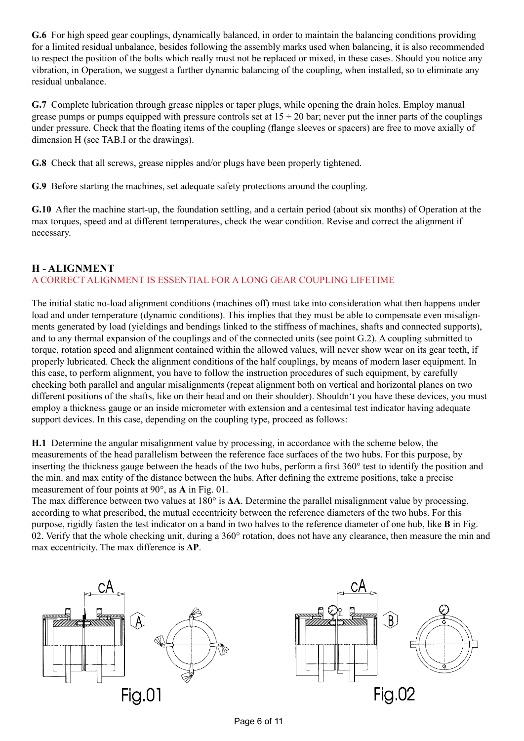**G.6** For high speed gear couplings, dynamically balanced, in order to maintain the balancing conditions providing for a limited residual unbalance, besides following the assembly marks used when balancing, it is also recommended to respect the position of the bolts which really must not be replaced or mixed, in these cases. Should you notice any vibration, in Operation, we suggest a further dynamic balancing of the coupling, when installed, so to eliminate any residual unbalance.

**G.7** Complete lubrication through grease nipples or taper plugs, while opening the drain holes. Employ manual grease pumps or pumps equipped with pressure controls set at 15 ÷ 20 bar; never put the inner parts of the couplings under pressure. Check that the floating items of the coupling (flange sleeves or spacers) are free to move axially of dimension H (see TAB.I or the drawings).

**G.8** Check that all screws, grease nipples and/or plugs have been properly tightened.

**G.9** Before starting the machines, set adequate safety protections around the coupling.

**G.10** After the machine start-up, the foundation settling, and a certain period (about six months) of Operation at the max torques, speed and at different temperatures, check the wear condition. Revise and correct the alignment if necessary.

## H - ALIGNMENT

A CORRECT ALIGNMENT IS ESSENTIAL FOR A LONG GEAR COUPLING LIFETIME

The initial static no-load alignment conditions (machines off) must take into consideration what then happens under load and under temperature (dynamic conditions). This implies that they must be able to compensate even misalignments generated by load (yieldings and bendings linked to the stiffness of machines, shafts and connected supports), and to any thermal expansion of the couplings and of the connected units (see point G.2). A coupling submitted to torque, rotation speed and alignment contained within the allowed values, will never show wear on its gear teeth, if properly lubricated. Check the alignment conditions of the half couplings, by means of modern laser equipment. In this case, to perform alignment, you have to follow the instruction procedures of such equipment, by carefully checking both parallel and angular misalignments (repeat alignment both on vertical and horizontal planes on two different positions of the shafts, like on their head and on their shoulder). Shouldn't you have these devices, you must employ a thickness gauge or an inside micrometer with extension and a centesimal test indicator having adequate support devices. In this case, depending on the coupling type, proceed as follows:

**H.1** Determine the angular misalignment value by processing, in accordance with the scheme below, the measurements of the head parallelism between the reference face surfaces of the two hubs. For this purpose, by inserting the thickness gauge between the heads of the two hubs, perform a first 360° test to identify the position and the min. and max entity of the distance between the hubs. After defining the extreme positions, take a precise measurement of four points at 90°, as **A** in Fig. 01.
The max difference between two values at 180° is **ΔA**. Determine the parallel misalignment value by processing, according to what prescribed, the mutual eccentricity between the reference diameters of the two hubs. For this purpose, rigidly fasten the test indicator on a band in two halves to the reference diameter of one hub, like **B** in Fig. 02. Verify that the whole checking unit, during a 360° rotation, does not have any clearance, then measure the min and max eccentricity. The max difference is **ΔP**.

Fig.01

Fig.02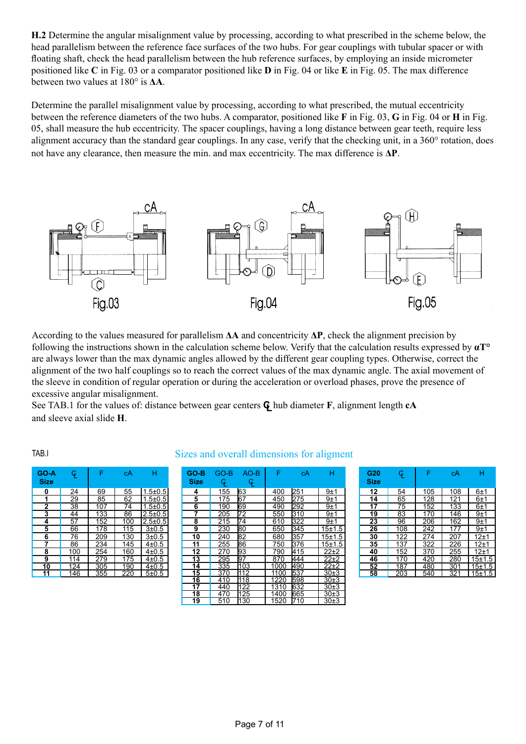**H.2** Determine the angular misalignment value by processing, according to what prescribed in the scheme below, the head parallelism between the reference face surfaces of the two hubs. For gear couplings with tubular spacer or with floating shaft, check the head parallelism between the hub reference surfaces, by employing an inside micrometer positioned like **C** in Fig. 03 or a comparator positioned like **D** in Fig. 04 or like **E** in Fig. 05. The max difference between two values at 180° is **ΔA**.

Determine the parallel misalignment value by processing, according to what prescribed, the mutual eccentricity between the reference diameters of the two hubs. A comparator, positioned like **F** in Fig. 03, **G** in Fig. 04 or **H** in Fig. 05, shall measure the hub eccentricity. The spacer couplings, having a long distance between gear teeth, require less alignment accuracy than the standard gear couplings. In any case, verify that the checking unit, in a 360° rotation, does not have any clearance, then measure the min. and max eccentricity. The max difference is **ΔP**.

Fig.03

Fig.04

Fig.05

According to the values measured for parallelism **ΔA** and concentricity **ΔP**, check the alignment precision by following the instructions shown in the calculation scheme below. Verify that the calculation results expressed by **αT°** are always lower than the max dynamic angles allowed by the different gear coupling types. Otherwise, correct the alignment of the two half couplings so to reach the correct values of the max dynamic angle. The axial movement of the sleeve in condition of regular operation or during the acceleration or overload phases, prove the presence of excessive angular misalignment.
See TAB.1 for the values of: distance between gear centers ℄ hub diameter **F**, alignment length **cA** and sleeve axial slide **H**.

TAB.I

Sizes and overall dimensions for aligment

| GO-A Size | ℄ | F | cA | H |
|---|---|---|---|---|
| **0** | 24 | 69 | 55 | 1.5±0.5 |
| **1** | 29 | 85 | 62 | 1.5±0.5 |
| **2** | 38 | 107 | 74 | 1.5±0.5 |
| **3** | 44 | 133 | 86 | 2.5±0.5 |
| **4** | 57 | 152 | 100 | 2.5±0.5 |
| **5** | 66 | 178 | 115 | 3±0.5 |
| **6** | 76 | 209 | 130 | 3±0.5 |
| **7** | 86 | 234 | 145 | 4±0.5 |
| **8** | 100 | 254 | 160 | 4±0.5 |
| **9** | 114 | 279 | 175 | 4±0.5 |
| **10** | 124 | 305 | 190 | 4±0.5 |
| **11** | 146 | 355 | 220 | 5±0.5 |

| GO-B Size | GO-B ℄ | AO-B ℄ | F | cA | H |
|---|---|---|---|---|---|
| **4** | 155 | 63 | 400 | 251 | 9±1 |
| **5** | 175 | 67 | 450 | 275 | 9±1 |
| **6** | 190 | 69 | 490 | 292 | 9±1 |
| **7** | 205 | 72 | 550 | 310 | 9±1 |
| **8** | 215 | 74 | 610 | 322 | 9±1 |
| **9** | 230 | 80 | 650 | 345 | 15±1.5 |
| **10** | 240 | 82 | 680 | 357 | 15±1.5 |
| **11** | 255 | 86 | 750 | 376 | 15±1.5 |
| **12** | 270 | 93 | 790 | 415 | 22±2 |
| **13** | 295 | 97 | 870 | 444 | 22±2 |
| **14** | 335 | 103 | 1000 | 490 | 22±2 |
| **15** | 370 | 112 | 1100 | 537 | 30±3 |
| **16** | 410 | 118 | 1220 | 598 | 30±3 |
| **17** | 440 | 122 | 1310 | 632 | 30±3 |
| **18** | 470 | 125 | 1400 | 665 | 30±3 |
| **19** | 510 | 130 | 1520 | 710 | 30±3 |

| G20 Size | ℄ | F | cA | H |
|---|---|---|---|---|
| **12** | 54 | 105 | 108 | 6±1 |
| **14** | 65 | 128 | 121 | 6±1 |
| **17** | 75 | 152 | 133 | 6±1 |
| **19** | 83 | 170 | 146 | 9±1 |
| **23** | 96 | 206 | 162 | 9±1 |
| **26** | 108 | 242 | 177 | 9±1 |
| **30** | 122 | 274 | 207 | 12±1 |
| **35** | 137 | 322 | 226 | 12±1 |
| **40** | 152 | 370 | 255 | 12±1 |
| **46** | 170 | 420 | 280 | 15±1.5 |
| **52** | 187 | 480 | 301 | 15±1.5 |
| **58** | 203 | 540 | 321 | 15±1.5 |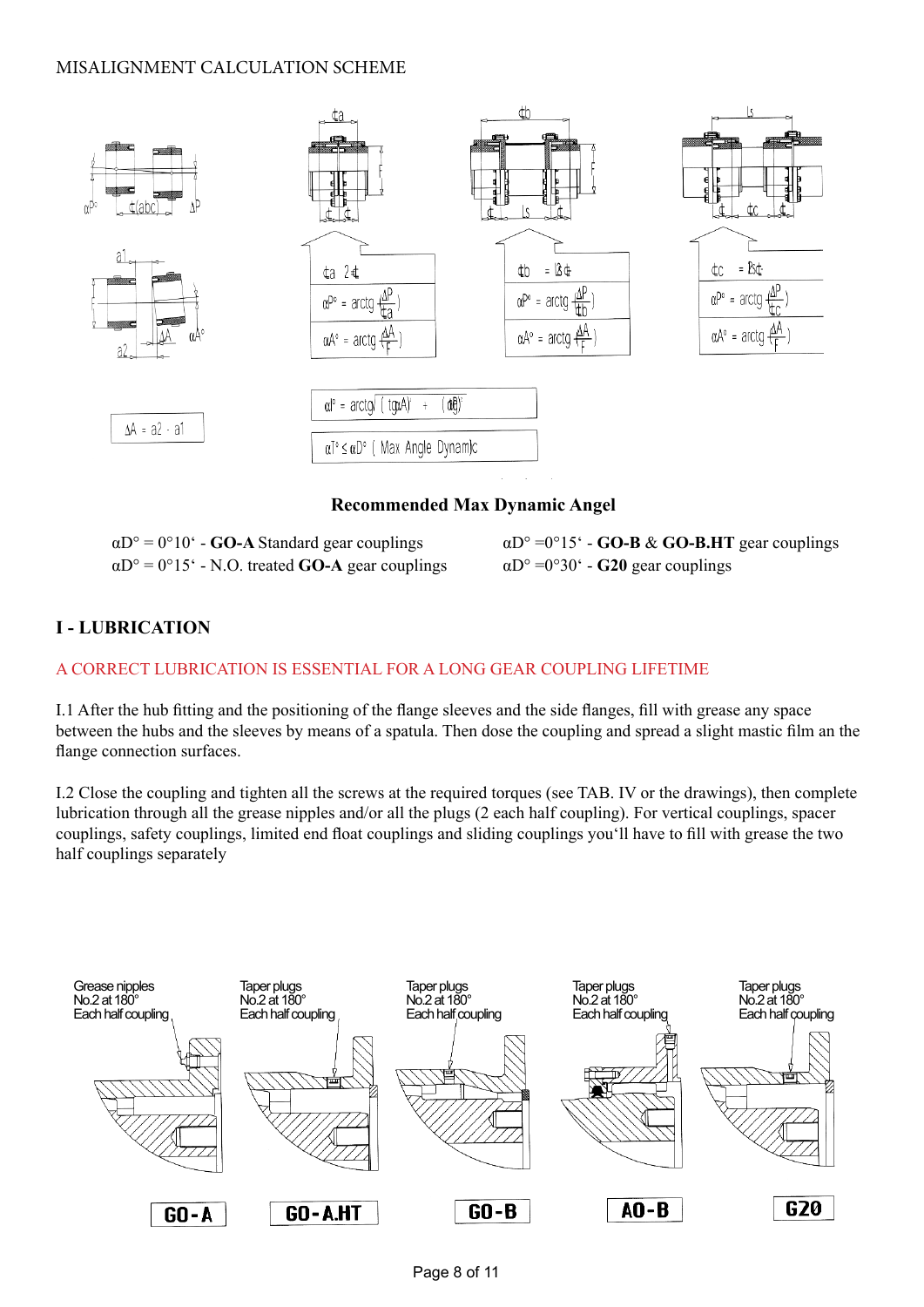MISALIGNMENT CALCULATION SCHEME

$\Delta A = a2 - a1$

$¢a \ 2¢$

$\alpha P° = \arctg\left(\frac{\Delta P}{¢a}\right)$

$\alpha A° = \arctg\left(\frac{\Delta A}{F}\right)$

$¢b = Ls¢$

$\alpha P° = \arctg\left(\frac{\Delta P}{¢b}\right)$

$\alpha A° = \arctg\left(\frac{\Delta A}{F}\right)$

$¢c = Ls¢$

$\alpha P° = \arctg\left(\frac{\Delta P}{¢c}\right)$

$\alpha A° = \arctg\left(\frac{\Delta A}{F}\right)$

$\alpha T° = \arctg\sqrt{(tg\alpha A)^2 + (tg\alpha P)^2}$

$\alpha T° \leq \alpha D°$ ( Max Angle Dynamic)

**Recommended Max Dynamic Angel**

αD° = 0°10‘ - **GO-A** Standard gear couplings

αD° = 0°15‘ - N.O. treated **GO-A** gear couplings

αD° =0°15‘ - **GO-B** & **GO-B.HT** gear couplings

αD° =0°30‘ - **G20** gear couplings

## I - LUBRICATION

A CORRECT LUBRICATION IS ESSENTIAL FOR A LONG GEAR COUPLING LIFETIME

I.1 After the hub fitting and the positioning of the flange sleeves and the side flanges, fill with grease any space between the hubs and the sleeves by means of a spatula. Then dose the coupling and spread a slight mastic film an the flange connection surfaces.

I.2 Close the coupling and tighten all the screws at the required torques (see TAB. IV or the drawings), then complete lubrication through all the grease nipples and/or all the plugs (2 each half coupling). For vertical couplings, spacer couplings, safety couplings, limited end float couplings and sliding couplings you‘ll have to fill with grease the two half couplings separately

| GO-A | GO-A.HT | GO-B | AO-B | G20 |
|---|---|---|---|---|
| Grease nipples No.2 at 180° Each half coupling | Taper plugs No.2 at 180° Each half coupling | Taper plugs No.2 at 180° Each half coupling | Taper plugs No.2 at 180° Each half coupling | Taper plugs No.2 at 180° Each half coupling |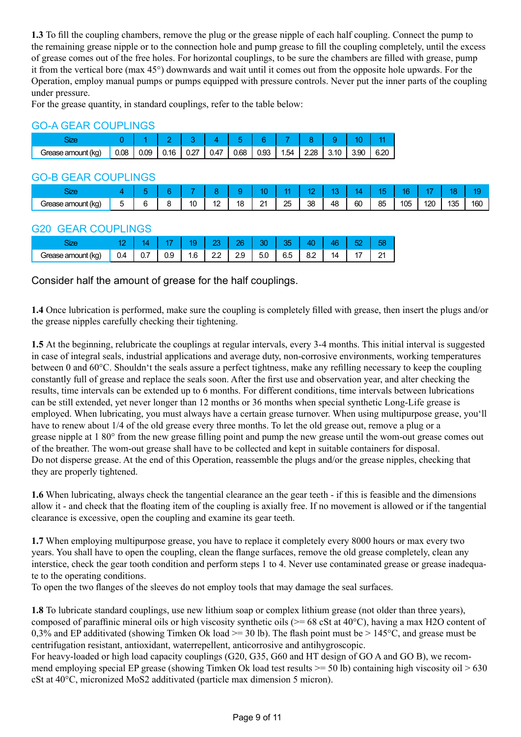**1.3** To fill the coupling chambers, remove the plug or the grease nipple of each half coupling. Connect the pump to the remaining grease nipple or to the connection hole and pump grease to fill the coupling completely, until the excess of grease comes out of the free holes. For horizontal couplings, to be sure the chambers are filled with grease, pump it from the vertical bore (max 45°) downwards and wait until it comes out from the opposite hole upwards. For the Operation, employ manual pumps or pumps equipped with pressure controls. Never put the inner parts of the coupling under pressure.
For the grease quantity, in standard couplings, refer to the table below:

## GO-A GEAR COUPLINGS

| Size | 0 | 1 | 2 | 3 | 4 | 5 | 6 | 7 | 8 | 9 | 10 | 11 |
|---|---|---|---|---|---|---|---|---|---|---|---|---|
| Grease amount (kg) | 0.08 | 0.09 | 0.16 | 0.27 | 0.47 | 0.68 | 0.93 | 1.54 | 2.28 | 3.10 | 3.90 | 6.20 |

## GO-B GEAR COUPLINGS

| Size | 4 | 5 | 6 | 7 | 8 | 9 | 10 | 11 | 12 | 13 | 14 | 15 | 16 | 17 | 18 | 19 |
|---|---|---|---|---|---|---|---|---|---|---|---|---|---|---|---|---|
| Grease amount (kg) | 5 | 6 | 8 | 10 | 12 | 18 | 21 | 25 | 38 | 48 | 60 | 85 | 105 | 120 | 135 | 160 |

## G20 GEAR COUPLINGS

| Size | 12 | 14 | 17 | 19 | 23 | 26 | 30 | 35 | 40 | 46 | 52 | 58 |
|---|---|---|---|---|---|---|---|---|---|---|---|---|
| Grease amount (kg) | 0.4 | 0.7 | 0.9 | 1.6 | 2.2 | 2.9 | 5.0 | 6.5 | 8.2 | 14 | 17 | 21 |

Consider half the amount of grease for the half couplings.

**1.4** Once lubrication is performed, make sure the coupling is completely filled with grease, then insert the plugs and/or the grease nipples carefully checking their tightening.

**1.5** At the beginning, relubricate the couplings at regular intervals, every 3-4 months. This initial interval is suggested in case of integral seals, industrial applications and average duty, non-corrosive environments, working temperatures between 0 and 60°C. Shouldn't the seals assure a perfect tightness, make any refilling necessary to keep the coupling constantly full of grease and replace the seals soon. After the first use and observation year, and alter checking the results, time intervals can be extended up to 6 months. For different conditions, time intervals between lubrications can be still extended, yet never longer than 12 months or 36 months when special synthetic Long-Life grease is employed. When lubricating, you must always have a certain grease turnover. When using multipurpose grease, you'll have to renew about 1/4 of the old grease every three months. To let the old grease out, remove a plug or a grease nipple at 1 80° from the new grease filling point and pump the new grease until the wom-out grease comes out of the breather. The wom-out grease shall have to be collected and kept in suitable containers for disposal.
Do not disperse grease. At the end of this Operation, reassemble the plugs and/or the grease nipples, checking that they are properly tightened.

**1.6** When lubricating, always check the tangential clearance an the gear teeth - if this is feasible and the dimensions allow it - and check that the floating item of the coupling is axially free. If no movement is allowed or if the tangential clearance is excessive, open the coupling and examine its gear teeth.

**1.7** When employing multipurpose grease, you have to replace it completely every 8000 hours or max every two years. You shall have to open the coupling, clean the flange surfaces, remove the old grease completely, clean any interstice, check the gear tooth condition and perform steps 1 to 4. Never use contaminated grease or grease inadequate to the operating conditions.
To open the two flanges of the sleeves do not employ tools that may damage the seal surfaces.

**1.8** To lubricate standard couplings, use new lithium soap or complex lithium grease (not older than three years), composed of paraffinic mineral oils or high viscosity synthetic oils (>= 68 cSt at 40°C), having a max $H_2O$ content of 0,3% and EP additivated (showing Timken Ok load >= 30 lb). The flash point must be > 145°C, and grease must be centrifugation resistant, antioxidant, waterrepellent, anticorrosive and antihygroscopic.
For heavy-loaded or high load capacity couplings (G20, G35, G60 and HT design of GO A and GO B), we recommend employing special EP grease (showing Timken Ok load test results >= 50 lb) containing high viscosity oil > 630 cSt at 40°C, micronized $MoS_2$ additivated (particle max dimension 5 micron).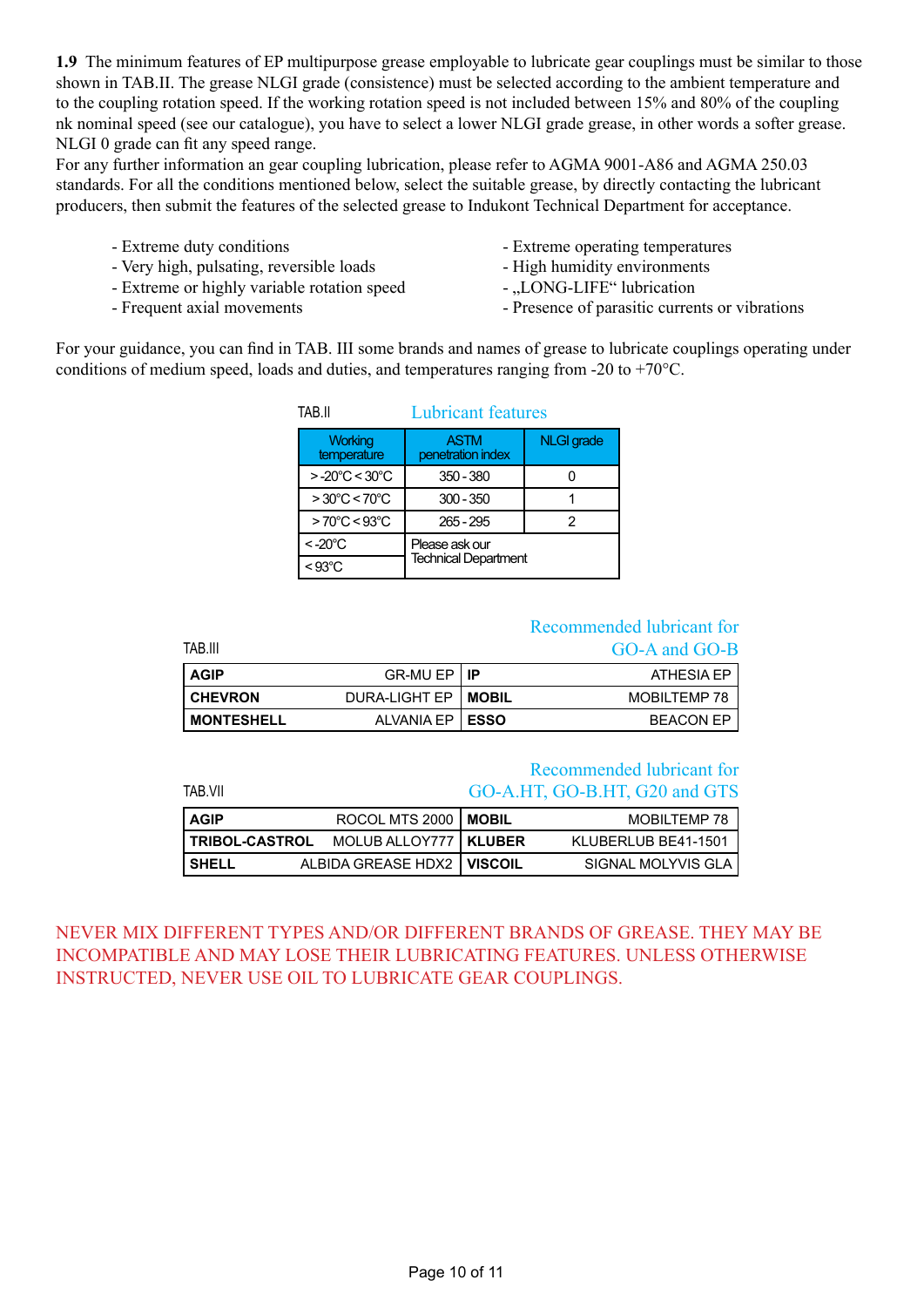**1.9** The minimum features of EP multipurpose grease employable to lubricate gear couplings must be similar to those shown in TAB.II. The grease NLGI grade (consistence) must be selected according to the ambient temperature and to the coupling rotation speed. If the working rotation speed is not included between 15% and 80% of the coupling nk nominal speed (see our catalogue), you have to select a lower NLGI grade grease, in other words a softer grease. NLGI 0 grade can fit any speed range.
For any further information an gear coupling lubrication, please refer to AGMA 9001-A86 and AGMA 250.03 standards. For all the conditions mentioned below, select the suitable grease, by directly contacting the lubricant producers, then submit the features of the selected grease to Indukont Technical Department for acceptance.

- Extreme duty conditions
- Very high, pulsating, reversible loads
- Extreme or highly variable rotation speed
- Frequent axial movements
- Extreme operating temperatures
- High humidity environments
- „LONG-LIFE“ lubrication
- Presence of parasitic currents or vibrations

For your guidance, you can find in TAB. III some brands and names of grease to lubricate couplings operating under conditions of medium speed, loads and duties, and temperatures ranging from -20 to +70°C.

TAB.II — Lubricant features

| Working temperature | ASTM penetration index | NLGI grade |
|---|---|---|
| > -20°C < 30°C | 350 - 380 | 0 |
| > 30°C < 70°C | 300 - 350 | 1 |
| > 70°C < 93°C | 265 - 295 | 2 |
| < -20°C | Please ask our Technical Department | |
| < 93°C | | |

TAB.III — Recommended lubricant for GO-A and GO-B

| | | | |
|---|---|---|---|
| **AGIP** | GR-MU EP | **IP** | ATHESIA EP |
| **CHEVRON** | DURA-LIGHT EP | **MOBIL** | MOBILTEMP 78 |
| **MONTESHELL** | ALVANIA EP | **ESSO** | BEACON EP |

TAB.VII — Recommended lubricant for GO-A.HT, GO-B.HT, G20 and GTS

| | | | |
|---|---|---|---|
| **AGIP** | ROCOL MTS 2000 | **MOBIL** | MOBILTEMP 78 |
| **TRIBOL-CASTROL** | MOLUB ALLOY777 | **KLUBER** | KLUBERLUB BE41-1501 |
| **SHELL** | ALBIDA GREASE HDX2 | **VISCOIL** | SIGNAL MOLYVIS GLA |

NEVER MIX DIFFERENT TYPES AND/OR DIFFERENT BRANDS OF GREASE. THEY MAY BE INCOMPATIBLE AND MAY LOSE THEIR LUBRICATING FEATURES. UNLESS OTHERWISE INSTRUCTED, NEVER USE OIL TO LUBRICATE GEAR COUPLINGS.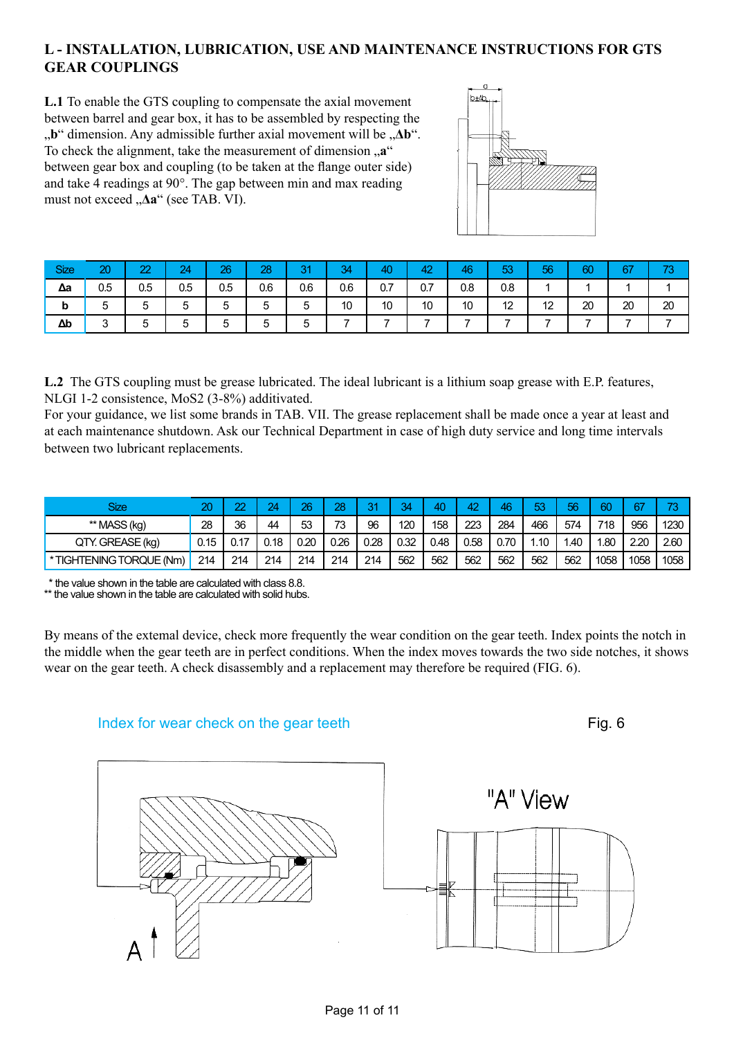## L - INSTALLATION, LUBRICATION, USE AND MAINTENANCE INSTRUCTIONS FOR GTS GEAR COUPLINGS

**L.1** To enable the GTS coupling to compensate the axial movement between barrel and gear box, it has to be assembled by respecting the „**b**" dimension. Any admissible further axial movement will be „**Δb**". To check the alignment, take the measurement of dimension „**a**" between gear box and coupling (to be taken at the flange outer side) and take 4 readings at 90°. The gap between min and max reading must not exceed „**Δa**" (see TAB. VI).

| Size | 20 | 22 | 24 | 26 | 28 | 31 | 34 | 40 | 42 | 46 | 53 | 56 | 60 | 67 | 73 |
|---|---|---|---|---|---|---|---|---|---|---|---|---|---|---|---|
| **Δa** | 0.5 | 0.5 | 0.5 | 0.5 | 0.6 | 0.6 | 0.6 | 0.7 | 0.7 | 0.8 | 0.8 | 1 | 1 | 1 | 1 |
| **b** | 5 | 5 | 5 | 5 | 5 | 5 | 10 | 10 | 10 | 10 | 12 | 12 | 20 | 20 | 20 |
| **Δb** | 3 | 5 | 5 | 5 | 5 | 5 | 7 | 7 | 7 | 7 | 7 | 7 | 7 | 7 | 7 |

**L.2** The GTS coupling must be grease lubricated. The ideal lubricant is a lithium soap grease with E.P. features, NLGI 1-2 consistence, $MoS_2$ (3-8%) additivated.
For your guidance, we list some brands in TAB. VII. The grease replacement shall be made once a year at least and at each maintenance shutdown. Ask our Technical Department in case of high duty service and long time intervals between two lubricant replacements.

| Size | 20 | 22 | 24 | 26 | 28 | 31 | 34 | 40 | 42 | 46 | 53 | 56 | 60 | 67 | 73 |
|---|---|---|---|---|---|---|---|---|---|---|---|---|---|---|---|
| ** MASS (kg) | 28 | 36 | 44 | 53 | 73 | 96 | 120 | 158 | 223 | 284 | 466 | 574 | 718 | 956 | 1230 |
| QTY. GREASE (kg) | 0.15 | 0.17 | 0.18 | 0.20 | 0.26 | 0.28 | 0.32 | 0.48 | 0.58 | 0.70 | 1.10 | 1.40 | 1.80 | 2.20 | 2.60 |
| * TIGHTENING TORQUE (Nm) | 214 | 214 | 214 | 214 | 214 | 214 | 562 | 562 | 562 | 562 | 562 | 562 | 1058 | 1058 | 1058 |

\* the value shown in the table are calculated with class 8.8.
** the value shown in the table are calculated with solid hubs.

By means of the extemal device, check more frequently the wear condition on the gear teeth. Index points the notch in the middle when the gear teeth are in perfect conditions. When the index moves towards the two side notches, it shows wear on the gear teeth. A check disassembly and a replacement may therefore be required (FIG. 6).

Index for wear check on the gear teeth

Fig. 6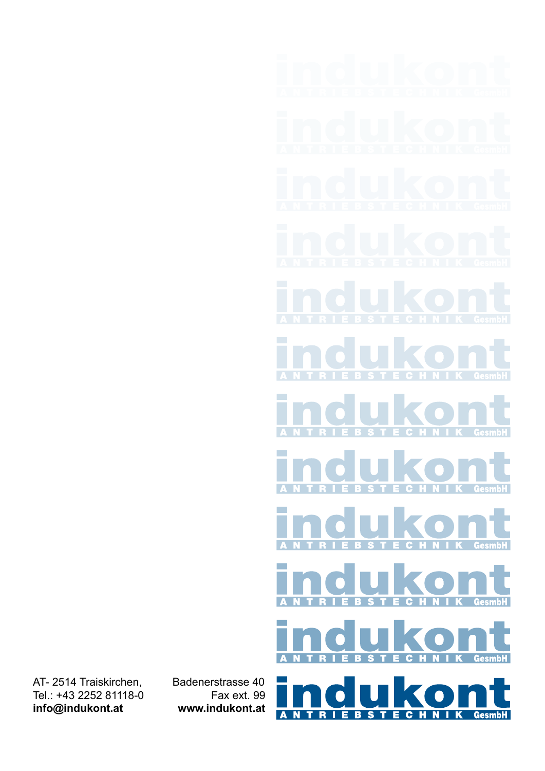AT- 2514 Traiskirchen,
Tel.: +43 2252 81118-0
**info@indukont.at**

Badenerstrasse 40
Fax ext. 99
**www.indukont.at**

indukont
ANTRIEBSTECHNIK GesmbH